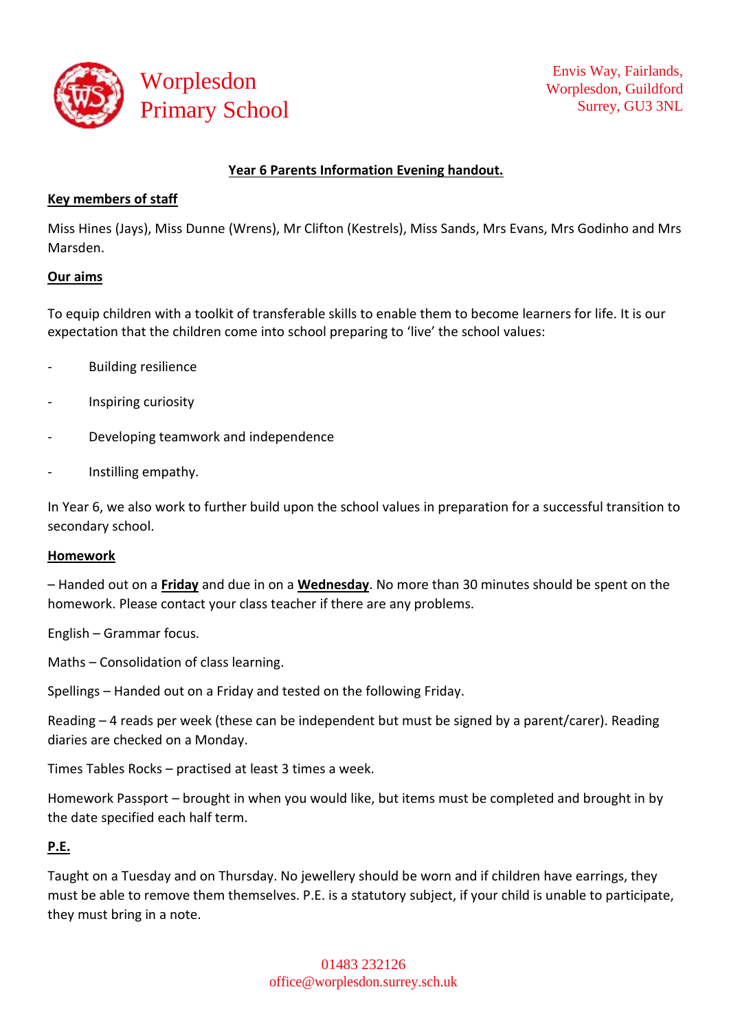# Worplesdon Primary School

Envis Way, Fairlands,
Worplesdon, Guildford
Surrey, GU3 3NL

## Year 6 Parents Information Evening handout.

### Key members of staff

Miss Hines (Jays), Miss Dunne (Wrens), Mr Clifton (Kestrels), Miss Sands, Mrs Evans, Mrs Godinho and Mrs Marsden.

### Our aims

To equip children with a toolkit of transferable skills to enable them to become learners for life. It is our expectation that the children come into school preparing to 'live' the school values:

- Building resilience
- Inspiring curiosity
- Developing teamwork and independence
- Instilling empathy.

In Year 6, we also work to further build upon the school values in preparation for a successful transition to secondary school.

### Homework

– Handed out on a **Friday** and due in on a **Wednesday**. No more than 30 minutes should be spent on the homework. Please contact your class teacher if there are any problems.

English – Grammar focus.

Maths – Consolidation of class learning.

Spellings – Handed out on a Friday and tested on the following Friday.

Reading – 4 reads per week (these can be independent but must be signed by a parent/carer). Reading diaries are checked on a Monday.

Times Tables Rocks – practised at least 3 times a week.

Homework Passport – brought in when you would like, but items must be completed and brought in by the date specified each half term.

### P.E.

Taught on a Tuesday and on Thursday. No jewellery should be worn and if children have earrings, they must be able to remove them themselves. P.E. is a statutory subject, if your child is unable to participate, they must bring in a note.

01483 232126
office@worplesdon.surrey.sch.uk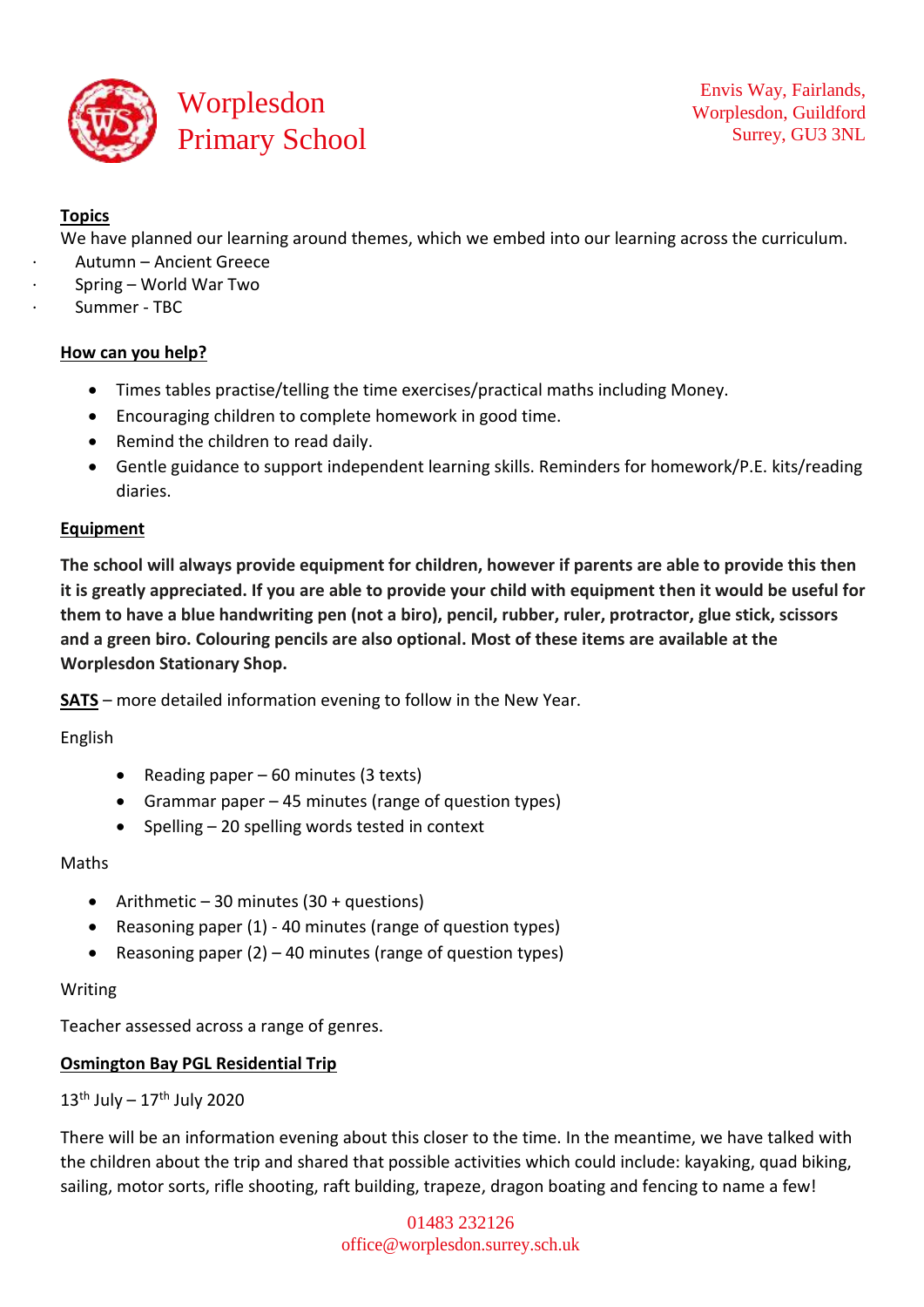**Topics**

We have planned our learning around themes, which we embed into our learning across the curriculum.

- Autumn – Ancient Greece
- Spring – World War Two
- Summer - TBC

**How can you help?**

- Times tables practise/telling the time exercises/practical maths including Money.
- Encouraging children to complete homework in good time.
- Remind the children to read daily.
- Gentle guidance to support independent learning skills. Reminders for homework/P.E. kits/reading diaries.

**Equipment**

**The school will always provide equipment for children, however if parents are able to provide this then it is greatly appreciated. If you are able to provide your child with equipment then it would be useful for them to have a blue handwriting pen (not a biro), pencil, rubber, ruler, protractor, glue stick, scissors and a green biro. Colouring pencils are also optional. Most of these items are available at the Worplesdon Stationary Shop.**

**SATS** – more detailed information evening to follow in the New Year.

English

- Reading paper – 60 minutes (3 texts)
- Grammar paper – 45 minutes (range of question types)
- Spelling – 20 spelling words tested in context

Maths

- Arithmetic – 30 minutes (30 + questions)
- Reasoning paper (1) - 40 minutes (range of question types)
- Reasoning paper (2) – 40 minutes (range of question types)

Writing

Teacher assessed across a range of genres.

**Osmington Bay PGL Residential Trip**

13th July – 17th July 2020

There will be an information evening about this closer to the time. In the meantime, we have talked with the children about the trip and shared that possible activities which could include: kayaking, quad biking, sailing, motor sorts, rifle shooting, raft building, trapeze, dragon boating and fencing to name a few!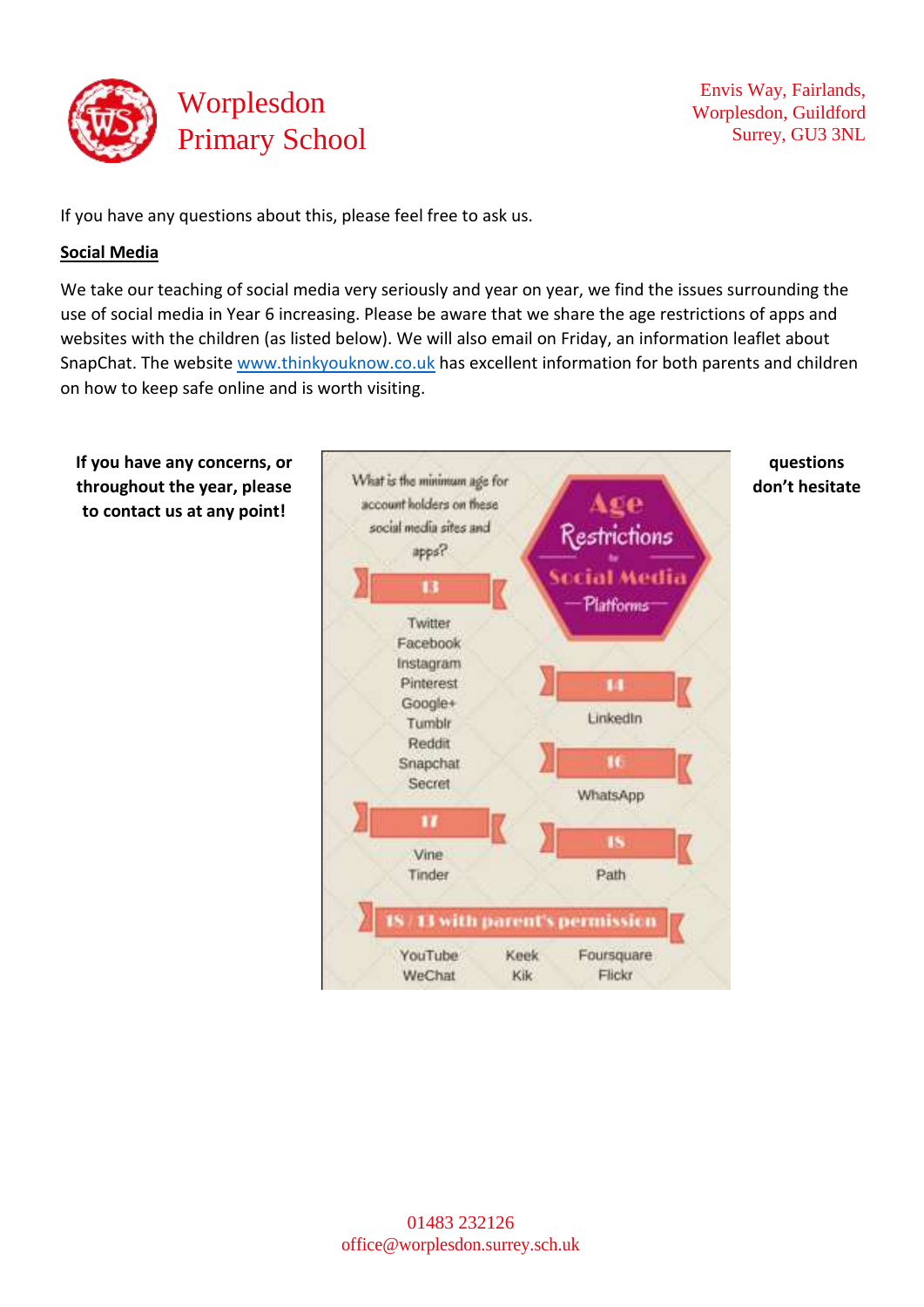If you have any questions about this, please feel free to ask us.

**Social Media**

We take our teaching of social media very seriously and year on year, we find the issues surrounding the use of social media in Year 6 increasing. Please be aware that we share the age restrictions of apps and websites with the children (as listed below). We will also email on Friday, an information leaflet about SnapChat. The website www.thinkyouknow.co.uk has excellent information for both parents and children on how to keep safe online and is worth visiting.

**If you have any concerns, or questions throughout the year, please don't hesitate to contact us at any point!**

What is the minimum age for account holders on these social media sites and apps?

Age Restrictions for Social Media Platforms

13
Twitter
Facebook
Instagram
Pinterest
Google+
Tumblr
Reddit
Snapchat
Secret

14
LinkedIn

16
WhatsApp

17
Vine
Tinder

18
Path

18 / 13 with parent's permission
YouTube
WeChat
Keek
Kik
Foursquare
Flickr